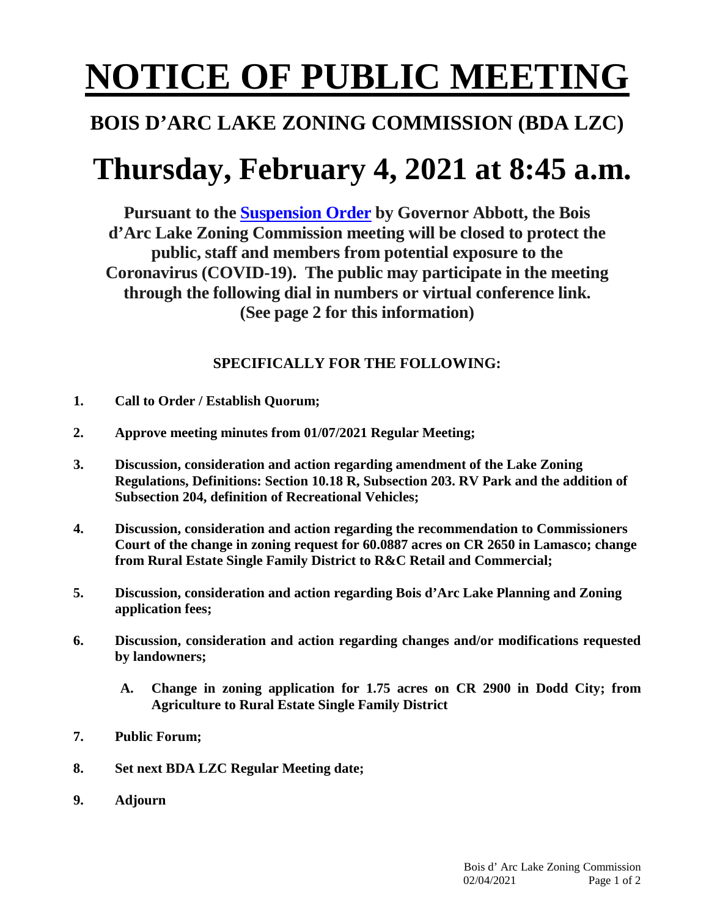# NOTICE OF PUBLIC MEETING

## BOIS D'ARC LAKE ZONING COMMISSION (BDA LZC)

# Thursday, February 4, 2021 at 8:45 a.m.

**Pursuant to the [Suspension Order] by Governor Abbott, the Bois d'Arc Lake Zoning Commission meeting will be closed to protect the public, staff and members from potential exposure to the Coronavirus (COVID-19). The public may participate in the meeting through the following dial in numbers or virtual conference link. (See page 2 for this information)**

### SPECIFICALLY FOR THE FOLLOWING:

1. **Call to Order / Establish Quorum;**
2. **Approve meeting minutes from 01/07/2021 Regular Meeting;**
3. **Discussion, consideration and action regarding amendment of the Lake Zoning Regulations, Definitions: Section 10.18 R, Subsection 203. RV Park and the addition of Subsection 204, definition of Recreational Vehicles;**
4. **Discussion, consideration and action regarding the recommendation to Commissioners Court of the change in zoning request for 60.0887 acres on CR 2650 in Lamasco; change from Rural Estate Single Family District to R&C Retail and Commercial;**
5. **Discussion, consideration and action regarding Bois d'Arc Lake Planning and Zoning application fees;**
6. **Discussion, consideration and action regarding changes and/or modifications requested by landowners;**
   - **A. Change in zoning application for 1.75 acres on CR 2900 in Dodd City; from Agriculture to Rural Estate Single Family District**
7. **Public Forum;**
8. **Set next BDA LZC Regular Meeting date;**
9. **Adjourn**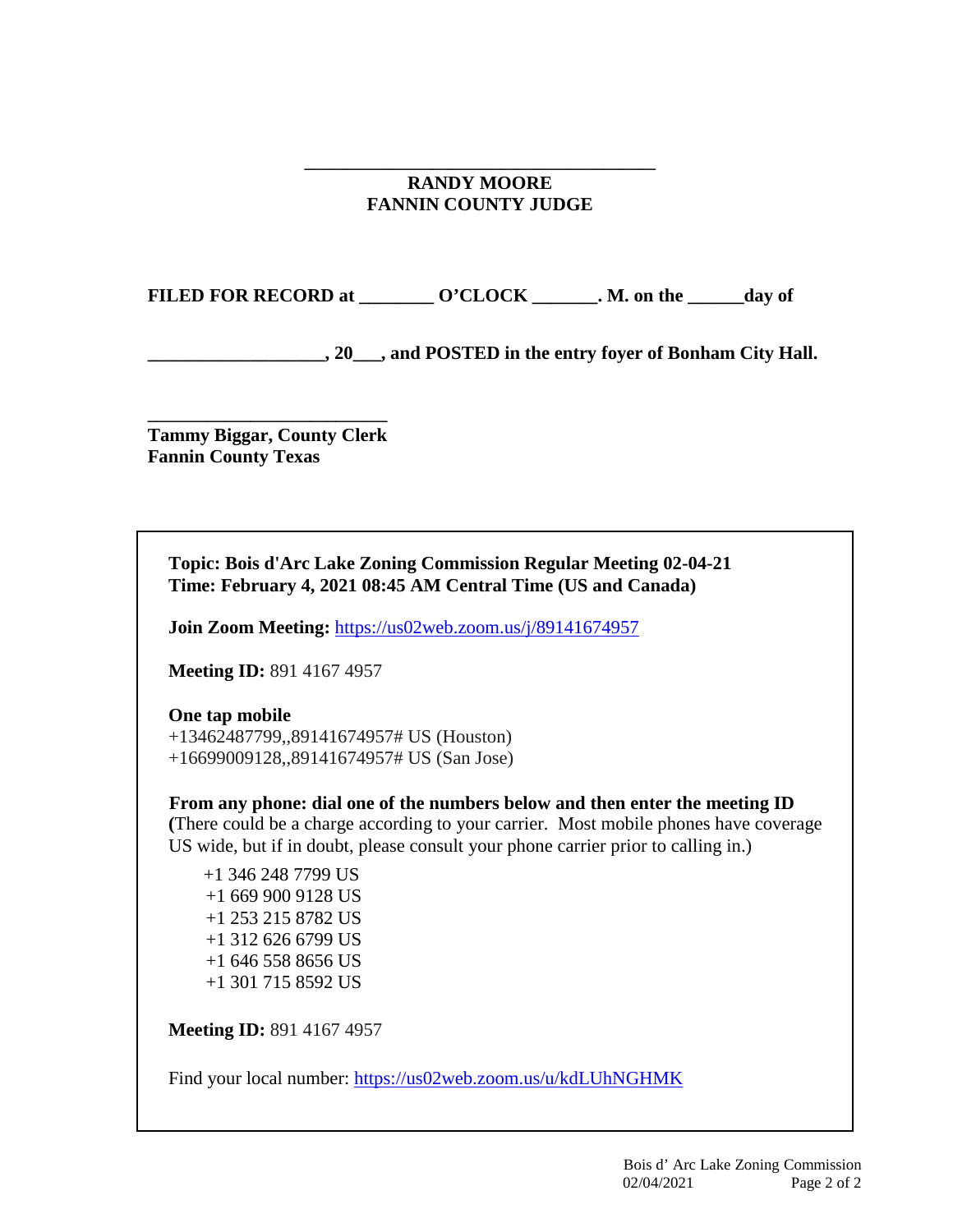\_\_\_\_\_\_\_\_\_\_\_\_\_\_\_\_\_\_\_\_\_\_\_\_\_\_\_\_\_\_\_\_\_\_\_\_\_\_\_\_

**RANDY MOORE**
**FANNIN COUNTY JUDGE**

**FILED FOR RECORD at \_\_\_\_\_\_\_\_ O'CLOCK \_\_\_\_\_\_\_. M. on the \_\_\_\_\_\_day of**

**\_\_\_\_\_\_\_\_\_\_\_\_\_\_\_\_\_\_\_, 20\_\_\_, and POSTED in the entry foyer of Bonham City Hall.**

\_\_\_\_\_\_\_\_\_\_\_\_\_\_\_\_\_\_\_\_\_\_\_\_\_\_

**Tammy Biggar, County Clerk**
**Fannin County Texas**

**Topic: Bois d'Arc Lake Zoning Commission Regular Meeting 02-04-21**
**Time: February 4, 2021 08:45 AM Central Time (US and Canada)**

**Join Zoom Meeting:** https://us02web.zoom.us/j/89141674957

**Meeting ID:** 891 4167 4957

**One tap mobile**
+13462487799,,89141674957# US (Houston)
+16699009128,,89141674957# US (San Jose)

**From any phone: dial one of the numbers below and then enter the meeting ID (**There could be a charge according to your carrier. Most mobile phones have coverage US wide, but if in doubt, please consult your phone carrier prior to calling in.)

+1 346 248 7799 US
+1 669 900 9128 US
+1 253 215 8782 US
+1 312 626 6799 US
+1 646 558 8656 US
+1 301 715 8592 US

**Meeting ID:** 891 4167 4957

Find your local number: https://us02web.zoom.us/u/kdLUhNGHMK

Bois d' Arc Lake Zoning Commission
02/04/2021